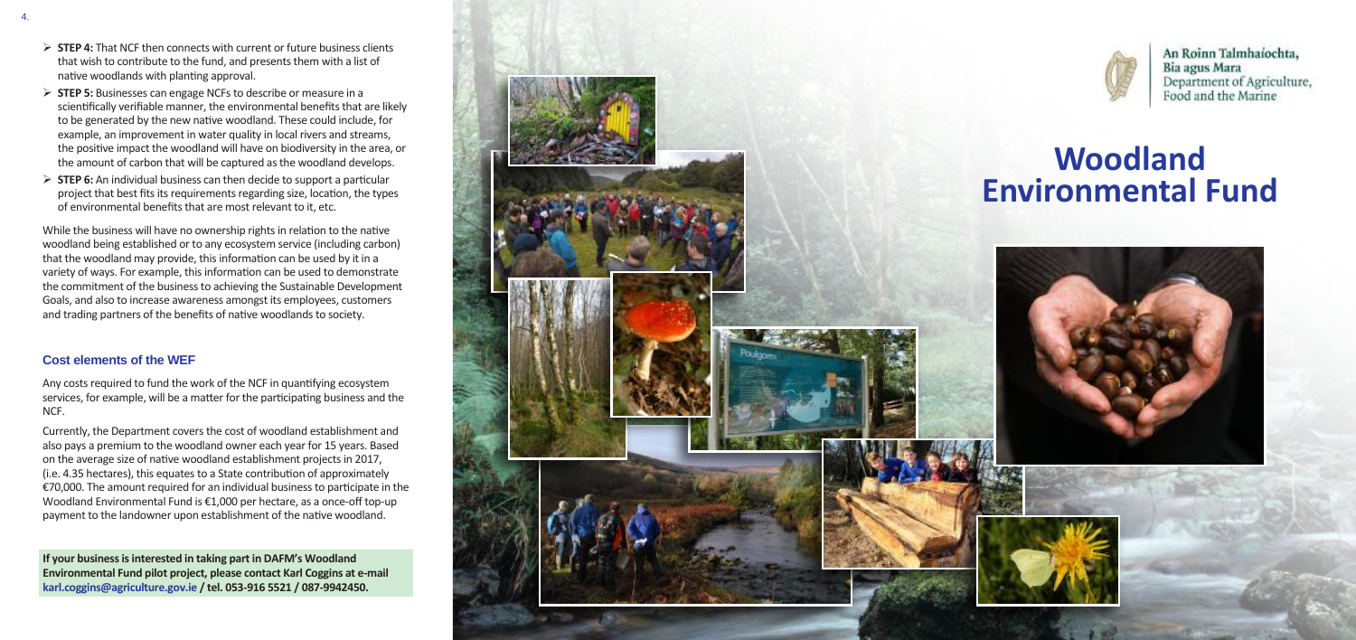- **STEP 4:** That NCF then connects with current or future business clients that wish to contribute to the fund, and presents them with a list of native woodlands with planting approval.
- **STEP 5:** Businesses can engage NCFs to describe or measure in a scientifically verifiable manner, the environmental benefits that are likely to be generated by the new native woodland. These could include, for example, an improvement in water quality in local rivers and streams, the positive impact the woodland will have on biodiversity in the area, or the amount of carbon that will be captured as the woodland develops.
- **STEP 6:** An individual business can then decide to support a particular project that best fits its requirements regarding size, location, the types of environmental benefits that are most relevant to it, etc.

While the business will have no ownership rights in relation to the native woodland being established or to any ecosystem service (including carbon) that the woodland may provide, this information can be used by it in a variety of ways. For example, this information can be used to demonstrate the commitment of the business to achieving the Sustainable Development Goals, and also to increase awareness amongst its employees, customers and trading partners of the benefits of native woodlands to society.

### Cost elements of the WEF

Any costs required to fund the work of the NCF in quantifying ecosystem services, for example, will be a matter for the participating business and the NCF.

Currently, the Department covers the cost of woodland establishment and also pays a premium to the woodland owner each year for 15 years. Based on the average size of native woodland establishment projects in 2017, (i.e. 4.35 hectares), this equates to a State contribution of approximately €70,000. The amount required for an individual business to participate in the Woodland Environmental Fund is €1,000 per hectare, as a once-off top-up payment to the landowner upon establishment of the native woodland.

**If your business is interested in taking part in DAFM's Woodland Environmental Fund pilot project, please contact Karl Coggins at e-mail karl.coggins@agriculture.gov.ie / tel. 053-916 5521 / 087-9942450.**

An Roinn Talmhaíochta, Bia agus Mara
Department of Agriculture, Food and the Marine

# Woodland Environmental Fund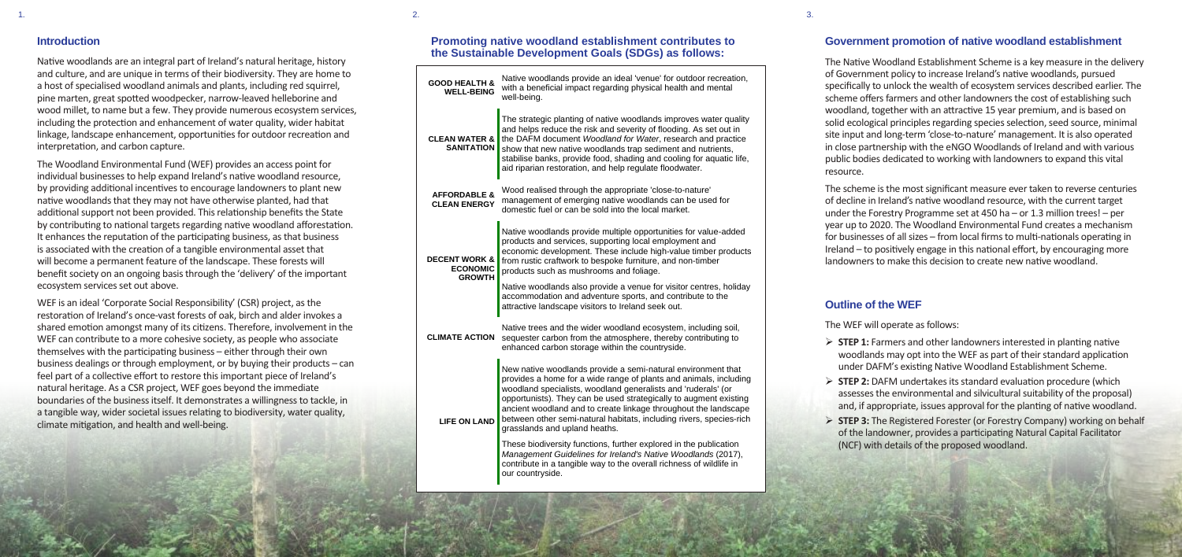## Introduction

Native woodlands are an integral part of Ireland's natural heritage, history and culture, and are unique in terms of their biodiversity. They are home to a host of specialised woodland animals and plants, including red squirrel, pine marten, great spotted woodpecker, narrow-leaved helleborine and wood millet, to name but a few. They provide numerous ecosystem services, including the protection and enhancement of water quality, wider habitat linkage, landscape enhancement, opportunities for outdoor recreation and interpretation, and carbon capture.

The Woodland Environmental Fund (WEF) provides an access point for individual businesses to help expand Ireland's native woodland resource, by providing additional incentives to encourage landowners to plant new native woodlands that they may not have otherwise planted, had that additional support not been provided. This relationship benefits the State by contributing to national targets regarding native woodland afforestation. It enhances the reputation of the participating business, as that business is associated with the creation of a tangible environmental asset that will become a permanent feature of the landscape. These forests will benefit society on an ongoing basis through the 'delivery' of the important ecosystem services set out above.

WEF is an ideal 'Corporate Social Responsibility' (CSR) project, as the restoration of Ireland's once-vast forests of oak, birch and alder invokes a shared emotion amongst many of its citizens. Therefore, involvement in the WEF can contribute to a more cohesive society, as people who associate themselves with the participating business – either through their own business dealings or through employment, or by buying their products – can feel part of a collective effort to restore this important piece of Ireland's natural heritage. As a CSR project, WEF goes beyond the immediate boundaries of the business itself. It demonstrates a willingness to tackle, in a tangible way, wider societal issues relating to biodiversity, water quality, climate mitigation, and health and well-being.

## Promoting native woodland establishment contributes to the Sustainable Development Goals (SDGs) as follows:

| | |
|---|---|
| **GOOD HEALTH & WELL-BEING** | Native woodlands provide an ideal 'venue' for outdoor recreation, with a beneficial impact regarding physical health and mental well-being. |
| **CLEAN WATER & SANITATION** | The strategic planting of native woodlands improves water quality and helps reduce the risk and severity of flooding. As set out in the DAFM document *Woodland for Water*, research and practice show that new native woodlands trap sediment and nutrients, stabilise banks, provide food, shading and cooling for aquatic life, aid riparian restoration, and help regulate floodwater. |
| **AFFORDABLE & CLEAN ENERGY** | Wood realised through the appropriate 'close-to-nature' management of emerging native woodlands can be used for domestic fuel or can be sold into the local market. |
| **DECENT WORK & ECONOMIC GROWTH** | Native woodlands provide multiple opportunities for value-added products and services, supporting local employment and economic development. These include high-value timber products from rustic craftwork to bespoke furniture, and non-timber products such as mushrooms and foliage.<br><br>Native woodlands also provide a venue for visitor centres, holiday accommodation and adventure sports, and contribute to the attractive landscape visitors to Ireland seek out. |
| **CLIMATE ACTION** | Native trees and the wider woodland ecosystem, including soil, sequester carbon from the atmosphere, thereby contributing to enhanced carbon storage within the countryside. |
| **LIFE ON LAND** | New native woodlands provide a semi-natural environment that provides a home for a wide range of plants and animals, including woodland specialists, woodland generalists and 'ruderals' (or opportunists). They can be used strategically to augment existing ancient woodland and to create linkage throughout the landscape between other semi-natural habitats, including rivers, species-rich grasslands and upland heaths.<br><br>These biodiversity functions, further explored in the publication *Management Guidelines for Ireland's Native Woodlands* (2017), contribute in a tangible way to the overall richness of wildlife in our countryside. |

## Government promotion of native woodland establishment

The Native Woodland Establishment Scheme is a key measure in the delivery of Government policy to increase Ireland's native woodlands, pursued specifically to unlock the wealth of ecosystem services described earlier. The scheme offers farmers and other landowners the cost of establishing such woodland, together with an attractive 15 year premium, and is based on solid ecological principles regarding species selection, seed source, minimal site input and long-term 'close-to-nature' management. It is also operated in close partnership with the eNGO Woodlands of Ireland and with various public bodies dedicated to working with landowners to expand this vital resource.

The scheme is the most significant measure ever taken to reverse centuries of decline in Ireland's native woodland resource, with the current target under the Forestry Programme set at 450 ha – or 1.3 million trees! – per year up to 2020. The Woodland Environmental Fund creates a mechanism for businesses of all sizes – from local firms to multi-nationals operating in Ireland – to positively engage in this national effort, by encouraging more landowners to make this decision to create new native woodland.

## Outline of the WEF

The WEF will operate as follows:

- **STEP 1:** Farmers and other landowners interested in planting native woodlands may opt into the WEF as part of their standard application under DAFM's existing Native Woodland Establishment Scheme.
- **STEP 2:** DAFM undertakes its standard evaluation procedure (which assesses the environmental and silvicultural suitability of the proposal) and, if appropriate, issues approval for the planting of native woodland.
- **STEP 3:** The Registered Forester (or Forestry Company) working on behalf of the landowner, provides a participating Natural Capital Facilitator (NCF) with details of the proposed woodland.